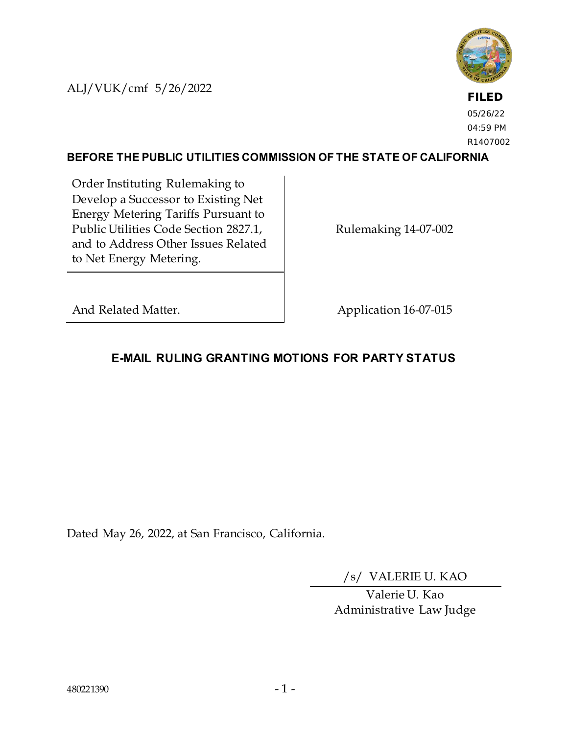ALJ/VUK/cmf 5/26/2022

**FILED**
05/26/22
04:59 PM
R1407002

**BEFORE THE PUBLIC UTILITIES COMMISSION OF THE STATE OF CALIFORNIA**

| | |
|---|---|
| Order Instituting Rulemaking to Develop a Successor to Existing Net Energy Metering Tariffs Pursuant to Public Utilities Code Section 2827.1, and to Address Other Issues Related to Net Energy Metering. | Rulemaking 14-07-002 |
| And Related Matter. | Application 16-07-015 |

## E-MAIL RULING GRANTING MOTIONS FOR PARTY STATUS

Dated May 26, 2022, at San Francisco, California.

/s/ VALERIE U. KAO

Valerie U. Kao
Administrative Law Judge

480221390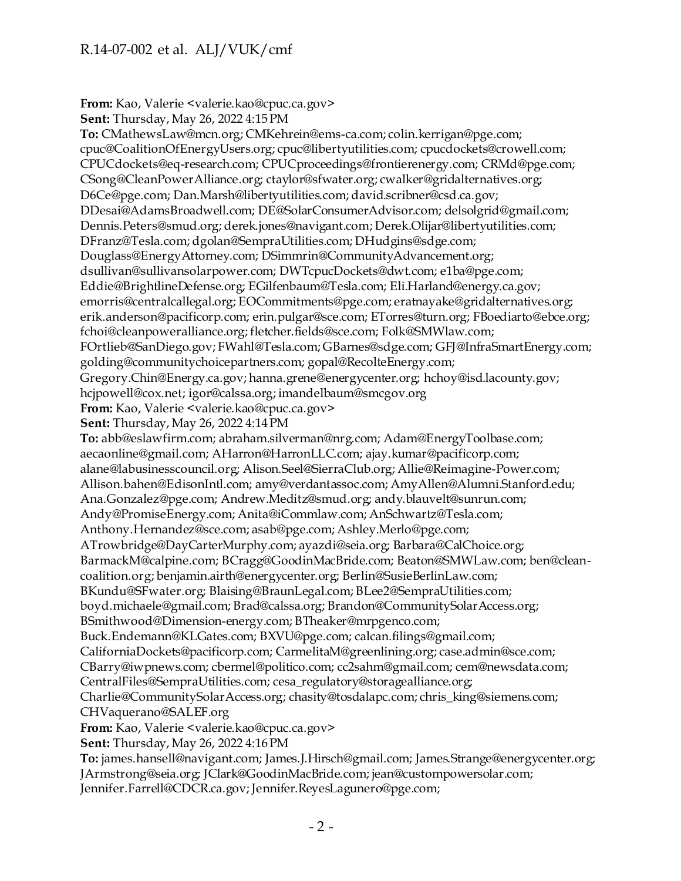**From:** Kao, Valerie <valerie.kao@cpuc.ca.gov>
**Sent:** Thursday, May 26, 2022 4:15 PM
**To:** CMathewsLaw@mcn.org; CMKehrein@ems-ca.com; colin.kerrigan@pge.com; cpuc@CoalitionOfEnergyUsers.org; cpuc@libertyutilities.com; cpucdockets@crowell.com; CPUCdockets@eq-research.com; CPUCproceedings@frontierenergy.com; CRMd@pge.com; CSong@CleanPowerAlliance.org; ctaylor@sfwater.org; cwalker@gridalternatives.org; D6Ce@pge.com; Dan.Marsh@libertyutilities.com; david.scribner@csd.ca.gov; DDesai@AdamsBroadwell.com; DE@SolarConsumerAdvisor.com; delsolgrid@gmail.com; Dennis.Peters@smud.org; derek.jones@navigant.com; Derek.Olijar@libertyutilities.com; DFranz@Tesla.com; dgolan@SempraUtilities.com; DHudgins@sdge.com; Douglass@EnergyAttorney.com; DSimmrin@CommunityAdvancement.org; dsullivan@sullivansolarpower.com; DWTcpucDockets@dwt.com; e1ba@pge.com; Eddie@BrightlineDefense.org; EGilfenbaum@Tesla.com; Eli.Harland@energy.ca.gov; emorris@centralcallegal.org; EOCommitments@pge.com; eratnayake@gridalternatives.org; erik.anderson@pacificorp.com; erin.pulgar@sce.com; ETorres@turn.org; FBoediarto@ebce.org; fchoi@cleanpoweralliance.org; fletcher.fields@sce.com; Folk@SMWlaw.com; FOrtlieb@SanDiego.gov; FWahl@Tesla.com; GBarnes@sdge.com; GFJ@InfraSmartEnergy.com; golding@communitychoicepartners.com; gopal@RecolteEnergy.com; Gregory.Chin@Energy.ca.gov; hanna.grene@energycenter.org; hchoy@isd.lacounty.gov; hcjpowell@cox.net; igor@calssa.org; imandelbaum@smcgov.org
**From:** Kao, Valerie <valerie.kao@cpuc.ca.gov>
**Sent:** Thursday, May 26, 2022 4:14 PM
**To:** abb@eslawfirm.com; abraham.silverman@nrg.com; Adam@EnergyToolbase.com; aecaonline@gmail.com; AHarron@HarronLLC.com; ajay.kumar@pacificorp.com; alane@labusinesscouncil.org; Alison.Seel@SierraClub.org; Allie@Reimagine-Power.com; Allison.bahen@EdisonIntl.com; amy@verdantassoc.com; AmyAllen@Alumni.Stanford.edu; Ana.Gonzalez@pge.com; Andrew.Meditz@smud.org; andy.blauvelt@sunrun.com; Andy@PromiseEnergy.com; Anita@iCommlaw.com; AnSchwartz@Tesla.com; Anthony.Hernandez@sce.com; asab@pge.com; Ashley.Merlo@pge.com; ATrowbridge@DayCarterMurphy.com; ayazdi@seia.org; Barbara@CalChoice.org; BarmackM@calpine.com; BCragg@GoodinMacBride.com; Beaton@SMWLaw.com; ben@clean-coalition.org; benjamin.airth@energycenter.org; Berlin@SusieBerlinLaw.com; BKundu@SFwater.org; Blaising@BraunLegal.com; BLee2@SempraUtilities.com; boyd.michaele@gmail.com; Brad@calssa.org; Brandon@CommunitySolarAccess.org; BSmithwood@Dimension-energy.com; BTheaker@mrpgenco.com; Buck.Endemann@KLGates.com; BXVU@pge.com; calcan.filings@gmail.com; CaliforniaDockets@pacificorp.com; CarmelitaM@greenlining.org; case.admin@sce.com; CBarry@iwpnews.com; cbermel@politico.com; cc2sahm@gmail.com; cem@newsdata.com; CentralFiles@SempraUtilities.com; cesa_regulatory@storagealliance.org; Charlie@CommunitySolarAccess.org; chasity@tosdalapc.com; chris_king@siemens.com; CHVaquerano@SALEF.org
**From:** Kao, Valerie <valerie.kao@cpuc.ca.gov>
**Sent:** Thursday, May 26, 2022 4:16 PM
**To:** james.hansell@navigant.com; James.J.Hirsch@gmail.com; James.Strange@energycenter.org; JArmstrong@seia.org; JClark@GoodinMacBride.com; jean@custompowersolar.com; Jennifer.Farrell@CDCR.ca.gov; Jennifer.ReyesLagunero@pge.com;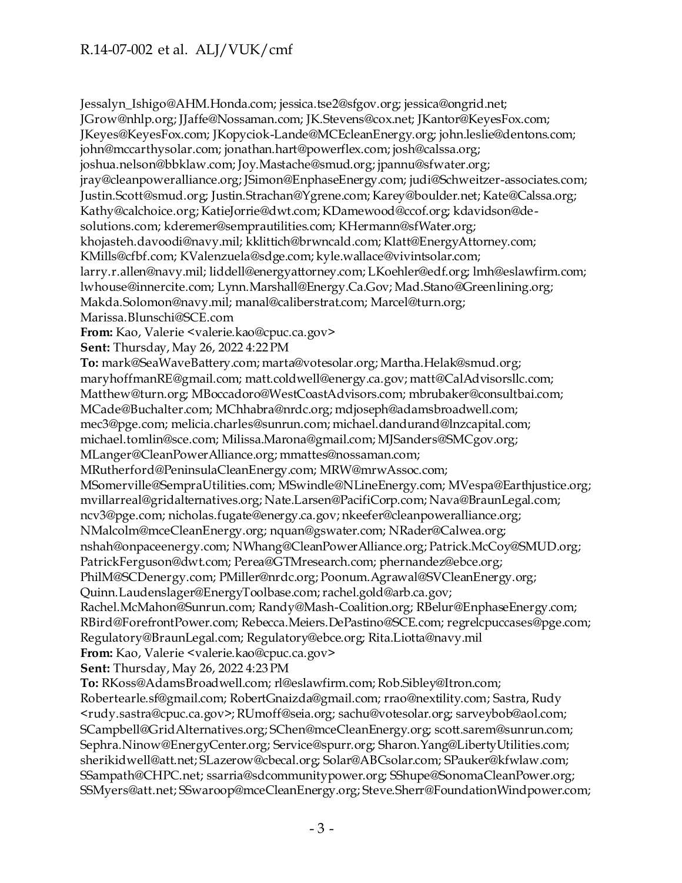Jessalyn_Ishigo@AHM.Honda.com; jessica.tse2@sfgov.org; jessica@ongrid.net; JGrow@nhlp.org; JJaffe@Nossaman.com; JK.Stevens@cox.net; JKantor@KeyesFox.com; JKeyes@KeyesFox.com; JKopyciok-Lande@MCEcleanEnergy.org; john.leslie@dentons.com; john@mccarthysolar.com; jonathan.hart@powerflex.com; josh@calssa.org; joshua.nelson@bbklaw.com; Joy.Mastache@smud.org; jpannu@sfwater.org; jray@cleanpoweralliance.org; JSimon@EnphaseEnergy.com; judi@Schweitzer-associates.com; Justin.Scott@smud.org; Justin.Strachan@Ygrene.com; Karey@boulder.net; Kate@Calssa.org; Kathy@calchoice.org; KatieJorrie@dwt.com; KDamewood@ccof.org; kdavidson@de-solutions.com; kderemer@semprautilities.com; KHermann@sfWater.org; khojasteh.davoodi@navy.mil; kklittich@brwncald.com; Klatt@EnergyAttorney.com; KMills@cfbf.com; KValenzuela@sdge.com; kyle.wallace@vivintsolar.com; larry.r.allen@navy.mil; liddell@energyattorney.com; LKoehler@edf.org; lmh@eslawfirm.com; lwhouse@innercite.com; Lynn.Marshall@Energy.Ca.Gov; Mad.Stano@Greenlining.org; Makda.Solomon@navy.mil; manal@caliberstrat.com; Marcel@turn.org; Marissa.Blunschi@SCE.com

**From:** Kao, Valerie <valerie.kao@cpuc.ca.gov>
**Sent:** Thursday, May 26, 2022 4:22 PM
**To:** mark@SeaWaveBattery.com; marta@votesolar.org; Martha.Helak@smud.org; maryhoffmanRE@gmail.com; matt.coldwell@energy.ca.gov; matt@CalAdvisorsllc.com; Matthew@turn.org; MBoccadoro@WestCoastAdvisors.com; mbrubaker@consultbai.com; MCade@Buchalter.com; MChhabra@nrdc.org; mdjoseph@adamsbroadwell.com; mec3@pge.com; melicia.charles@sunrun.com; michael.dandurand@lnzcapital.com; michael.tomlin@sce.com; Milissa.Marona@gmail.com; MJSanders@SMCgov.org; MLanger@CleanPowerAlliance.org; mmattes@nossaman.com; MRutherford@PeninsulaCleanEnergy.com; MRW@mrwAssoc.com; MSomerville@SempraUtilities.com; MSwindle@NLineEnergy.com; MVespa@Earthjustice.org; mvillarreal@gridalternatives.org; Nate.Larsen@PacifiCorp.com; Nava@BraunLegal.com; ncv3@pge.com; nicholas.fugate@energy.ca.gov; nkeefer@cleanpoweralliance.org; NMalcolm@mceCleanEnergy.org; nquan@gswater.com; NRader@Calwea.org; nshah@onpaceenergy.com; NWhang@CleanPowerAlliance.org; Patrick.McCoy@SMUD.org; PatrickFerguson@dwt.com; Perea@GTMresearch.com; phernandez@ebce.org; PhilM@SCDenergy.com; PMiller@nrdc.org; Poonum.Agrawal@SVCleanEnergy.org; Quinn.Laudenslager@EnergyToolbase.com; rachel.gold@arb.ca.gov; Rachel.McMahon@Sunrun.com; Randy@Mash-Coalition.org; RBelur@EnphaseEnergy.com; RBird@ForefrontPower.com; Rebecca.Meiers.DePastino@SCE.com; regrelcpuccases@pge.com; Regulatory@BraunLegal.com; Regulatory@ebce.org; Rita.Liotta@navy.mil

**From:** Kao, Valerie <valerie.kao@cpuc.ca.gov>
**Sent:** Thursday, May 26, 2022 4:23 PM
**To:** RKoss@AdamsBroadwell.com; rl@eslawfirm.com; Rob.Sibley@Itron.com; Robertearle.sf@gmail.com; RobertGnaizda@gmail.com; rrao@nextility.com; Sastra, Rudy <rudy.sastra@cpuc.ca.gov>; RUmoff@seia.org; sachu@votesolar.org; sarveybob@aol.com; SCampbell@GridAlternatives.org; SChen@mceCleanEnergy.org; scott.sarem@sunrun.com; Sephra.Ninow@EnergyCenter.org; Service@spurr.org; Sharon.Yang@LibertyUtilities.com; sherikidwell@att.net; SLazerow@cbecal.org; Solar@ABCsolar.com; SPauker@kfwlaw.com; SSampath@CHPC.net; ssarria@sdcommunitypower.org; SShupe@SonomaCleanPower.org; SSMyers@att.net; SSwaroop@mceCleanEnergy.org; Steve.Sherr@FoundationWindpower.com;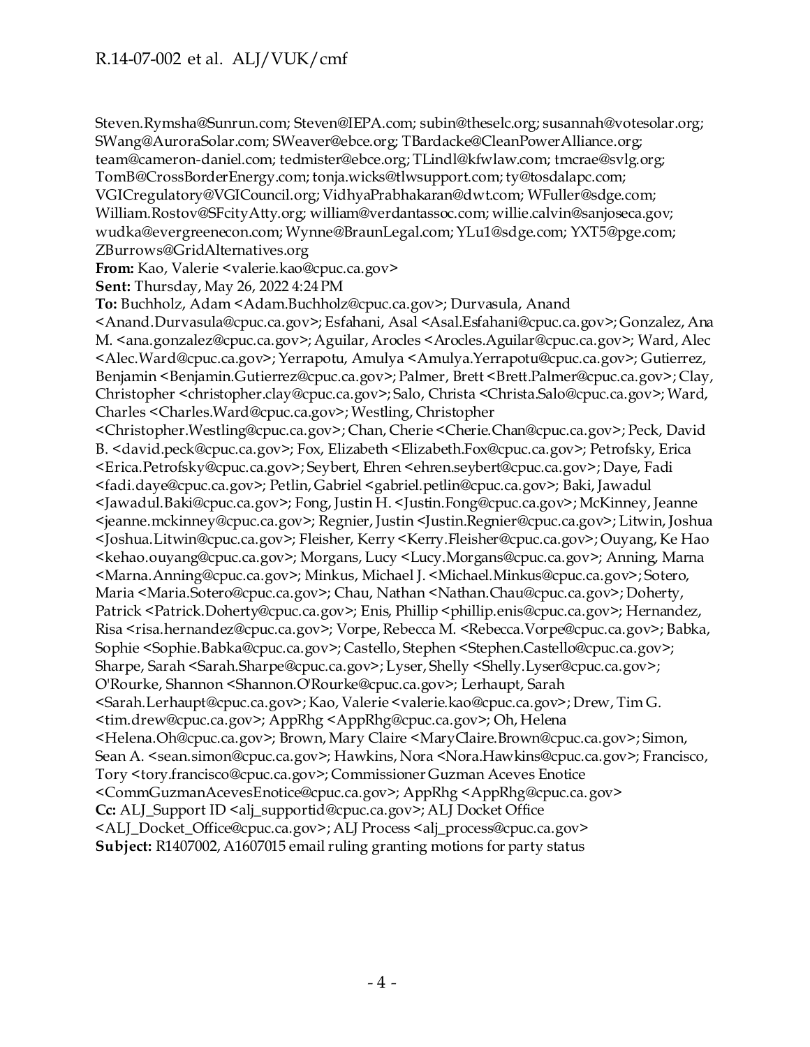Steven.Rymsha@Sunrun.com; Steven@IEPA.com; subin@theselc.org; susannah@votesolar.org; SWang@AuroraSolar.com; SWeaver@ebce.org; TBardacke@CleanPowerAlliance.org; team@cameron-daniel.com; tedmister@ebce.org; TLindl@kfwlaw.com; tmcrae@svlg.org; TomB@CrossBorderEnergy.com; tonja.wicks@tlwsupport.com; ty@tosdalapc.com; VGICregulatory@VGICouncil.org; VidhyaPrabhakaran@dwt.com; WFuller@sdge.com; William.Rostov@SFcityAtty.org; william@verdantassoc.com; willie.calvin@sanjoseca.gov; wudka@evergreenecon.com; Wynne@BraunLegal.com; YLu1@sdge.com; YXT5@pge.com; ZBurrows@GridAlternatives.org
**From:** Kao, Valerie <valerie.kao@cpuc.ca.gov>
**Sent:** Thursday, May 26, 2022 4:24 PM
**To:** Buchholz, Adam <Adam.Buchholz@cpuc.ca.gov>; Durvasula, Anand <Anand.Durvasula@cpuc.ca.gov>; Esfahani, Asal <Asal.Esfahani@cpuc.ca.gov>; Gonzalez, Ana M. <ana.gonzalez@cpuc.ca.gov>; Aguilar, Arocles <Arocles.Aguilar@cpuc.ca.gov>; Ward, Alec <Alec.Ward@cpuc.ca.gov>; Yerrapotu, Amulya <Amulya.Yerrapotu@cpuc.ca.gov>; Gutierrez, Benjamin <Benjamin.Gutierrez@cpuc.ca.gov>; Palmer, Brett <Brett.Palmer@cpuc.ca.gov>; Clay, Christopher <christopher.clay@cpuc.ca.gov>; Salo, Christa <Christa.Salo@cpuc.ca.gov>; Ward, Charles <Charles.Ward@cpuc.ca.gov>; Westling, Christopher <Christopher.Westling@cpuc.ca.gov>; Chan, Cherie <Cherie.Chan@cpuc.ca.gov>; Peck, David B. <david.peck@cpuc.ca.gov>; Fox, Elizabeth <Elizabeth.Fox@cpuc.ca.gov>; Petrofsky, Erica <Erica.Petrofsky@cpuc.ca.gov>; Seybert, Ehren <ehren.seybert@cpuc.ca.gov>; Daye, Fadi <fadi.daye@cpuc.ca.gov>; Petlin, Gabriel <gabriel.petlin@cpuc.ca.gov>; Baki, Jawadul <Jawadul.Baki@cpuc.ca.gov>; Fong, Justin H. <Justin.Fong@cpuc.ca.gov>; McKinney, Jeanne <jeanne.mckinney@cpuc.ca.gov>; Regnier, Justin <Justin.Regnier@cpuc.ca.gov>; Litwin, Joshua <Joshua.Litwin@cpuc.ca.gov>; Fleisher, Kerry <Kerry.Fleisher@cpuc.ca.gov>; Ouyang, Ke Hao <kehao.ouyang@cpuc.ca.gov>; Morgans, Lucy <Lucy.Morgans@cpuc.ca.gov>; Anning, Marna <Marna.Anning@cpuc.ca.gov>; Minkus, Michael J. <Michael.Minkus@cpuc.ca.gov>; Sotero, Maria <Maria.Sotero@cpuc.ca.gov>; Chau, Nathan <Nathan.Chau@cpuc.ca.gov>; Doherty, Patrick <Patrick.Doherty@cpuc.ca.gov>; Enis, Phillip <phillip.enis@cpuc.ca.gov>; Hernandez, Risa <risa.hernandez@cpuc.ca.gov>; Vorpe, Rebecca M. <Rebecca.Vorpe@cpuc.ca.gov>; Babka, Sophie <Sophie.Babka@cpuc.ca.gov>; Castello, Stephen <Stephen.Castello@cpuc.ca.gov>; Sharpe, Sarah <Sarah.Sharpe@cpuc.ca.gov>; Lyser, Shelly <Shelly.Lyser@cpuc.ca.gov>; O'Rourke, Shannon <Shannon.O'Rourke@cpuc.ca.gov>; Lerhaupt, Sarah <Sarah.Lerhaupt@cpuc.ca.gov>; Kao, Valerie <valerie.kao@cpuc.ca.gov>; Drew, Tim G. <tim.drew@cpuc.ca.gov>; AppRhg <AppRhg@cpuc.ca.gov>; Oh, Helena <Helena.Oh@cpuc.ca.gov>; Brown, Mary Claire <MaryClaire.Brown@cpuc.ca.gov>; Simon, Sean A. <sean.simon@cpuc.ca.gov>; Hawkins, Nora <Nora.Hawkins@cpuc.ca.gov>; Francisco, Tory <tory.francisco@cpuc.ca.gov>; Commissioner Guzman Aceves Enotice <CommGuzmanAcevesEnotice@cpuc.ca.gov>; AppRhg <AppRhg@cpuc.ca.gov>
**Cc:** ALJ_Support ID <alj_supportid@cpuc.ca.gov>; ALJ Docket Office <ALJ_Docket_Office@cpuc.ca.gov>; ALJ Process <alj_process@cpuc.ca.gov>
**Subject:** R1407002, A1607015 email ruling granting motions for party status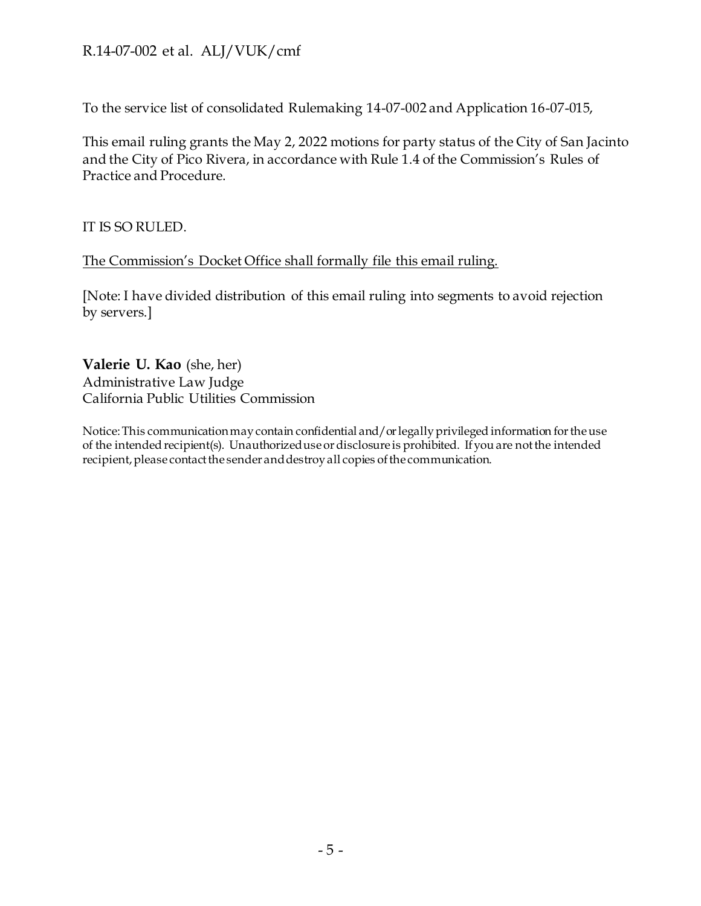To the service list of consolidated Rulemaking 14-07-002 and Application 16-07-015,

This email ruling grants the May 2, 2022 motions for party status of the City of San Jacinto and the City of Pico Rivera, in accordance with Rule 1.4 of the Commission's Rules of Practice and Procedure.

IT IS SO RULED.

The Commission's Docket Office shall formally file this email ruling.

[Note: I have divided distribution of this email ruling into segments to avoid rejection by servers.]

**Valerie U. Kao** (she, her)
Administrative Law Judge
California Public Utilities Commission

Notice: This communication may contain confidential and/or legally privileged information for the use of the intended recipient(s). Unauthorized use or disclosure is prohibited. If you are not the intended recipient, please contact the sender and destroy all copies of the communication.